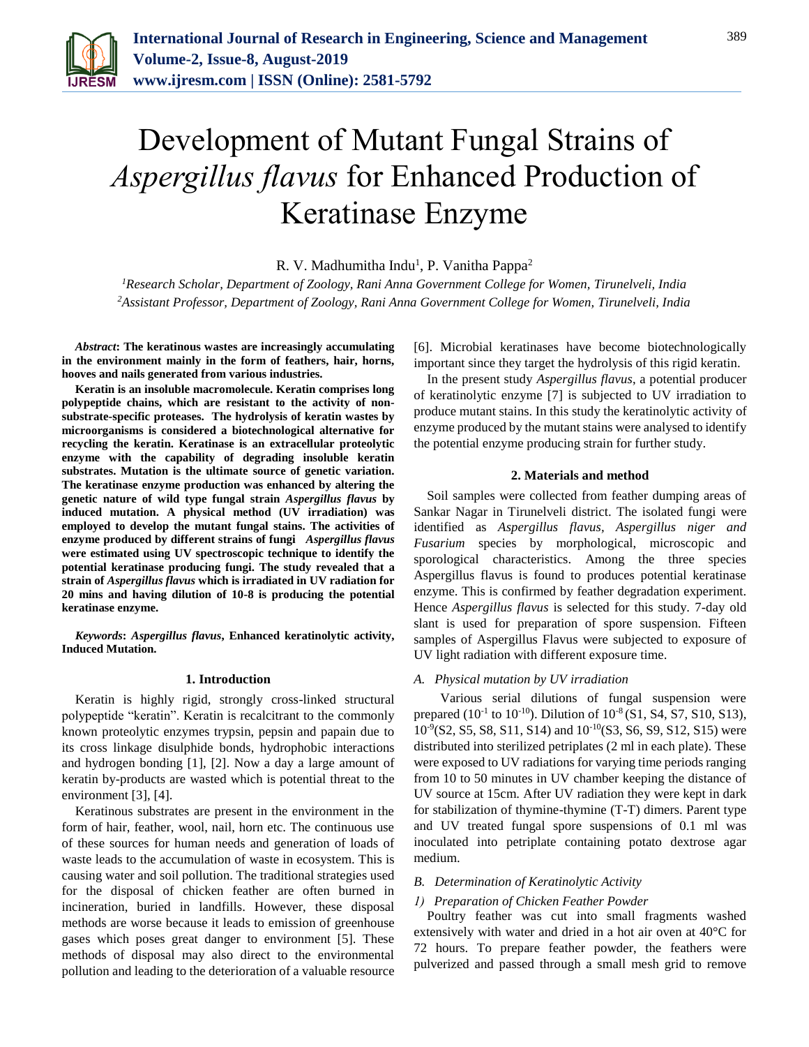// The title's "Aspergillus flavus" is italicized on the page, but Markdown cannot italicize inside a heading, so it is rendered plain.
# Development of Mutant Fungal Strains of Aspergillus flavus for Enhanced Production of Keratinase Enzyme

R. V. Madhumitha Indu[1], P. Vanitha Pappa[2]

[1]Research Scholar, Department of Zoology, Rani Anna Government College for Women, Tirunelveli, India
[2]Assistant Professor, Department of Zoology, Rani Anna Government College for Women, Tirunelveli, India

***Abstract*: The keratinous wastes are increasingly accumulating in the environment mainly in the form of feathers, hair, horns, hooves and nails generated from various industries.**

**Keratin is an insoluble macromolecule. Keratin comprises long polypeptide chains, which are resistant to the activity of non-substrate-specific proteases. The hydrolysis of keratin wastes by microorganisms is considered a biotechnological alternative for recycling the keratin. Keratinase is an extracellular proteolytic enzyme with the capability of degrading insoluble keratin substrates. Mutation is the ultimate source of genetic variation. The keratinase enzyme production was enhanced by altering the genetic nature of wild type fungal strain *Aspergillus flavus* by induced mutation. A physical method (UV irradiation) was employed to develop the mutant fungal stains. The activities of enzyme produced by different strains of fungi *Aspergillus flavus* were estimated using UV spectroscopic technique to identify the potential keratinase producing fungi. The study revealed that a strain of *Aspergillus flavus* which is irradiated in UV radiation for 20 mins and having dilution of 10-8 is producing the potential keratinase enzyme.**

***Keywords*: *Aspergillus flavus*, Enhanced keratinolytic activity, Induced Mutation.**

## 1. Introduction

Keratin is highly rigid, strongly cross-linked structural polypeptide "keratin". Keratin is recalcitrant to the commonly known proteolytic enzymes trypsin, pepsin and papain due to its cross linkage disulphide bonds, hydrophobic interactions and hydrogen bonding [1], [2]. Now a day a large amount of keratin by-products are wasted which is potential threat to the environment [3], [4].

Keratinous substrates are present in the environment in the form of hair, feather, wool, nail, horn etc. The continuous use of these sources for human needs and generation of loads of waste leads to the accumulation of waste in ecosystem. This is causing water and soil pollution. The traditional strategies used for the disposal of chicken feather are often burned in incineration, buried in landfills. However, these disposal methods are worse because it leads to emission of greenhouse gases which poses great danger to environment [5]. These methods of disposal may also direct to the environmental pollution and leading to the deterioration of a valuable resource [6]. Microbial keratinases have become biotechnologically important since they target the hydrolysis of this rigid keratin.

In the present study *Aspergillus flavus*, a potential producer of keratinolytic enzyme [7] is subjected to UV irradiation to produce mutant stains. In this study the keratinolytic activity of enzyme produced by the mutant stains were analysed to identify the potential enzyme producing strain for further study.

## 2. Materials and method

Soil samples were collected from feather dumping areas of Sankar Nagar in Tirunelveli district. The isolated fungi were identified as *Aspergillus flavus, Aspergillus niger and Fusarium* species by morphological, microscopic and sporological characteristics. Among the three species Aspergillus flavus is found to produces potential keratinase enzyme. This is confirmed by feather degradation experiment. Hence *Aspergillus flavus* is selected for this study. 7-day old slant is used for preparation of spore suspension. Fifteen samples of Aspergillus Flavus were subjected to exposure of UV light radiation with different exposure time.

### *A. Physical mutation by UV irradiation*

Various serial dilutions of fungal suspension were prepared ($10^{-1}$ to $10^{-10}$). Dilution of $10^{-8}$ (S1, S4, S7, S10, S13), $10^{-9}$(S2, S5, S8, S11, S14) and $10^{-10}$(S3, S6, S9, S12, S15) were distributed into sterilized petriplates (2 ml in each plate). These were exposed to UV radiations for varying time periods ranging from 10 to 50 minutes in UV chamber keeping the distance of UV source at 15cm. After UV radiation they were kept in dark for stabilization of thymine-thymine (T-T) dimers. Parent type and UV treated fungal spore suspensions of 0.1 ml was inoculated into petriplate containing potato dextrose agar medium.

### *B. Determination of Keratinolytic Activity*

#### *1) Preparation of Chicken Feather Powder*

Poultry feather was cut into small fragments washed extensively with water and dried in a hot air oven at 40°C for 72 hours. To prepare feather powder, the feathers were pulverized and passed through a small mesh grid to remove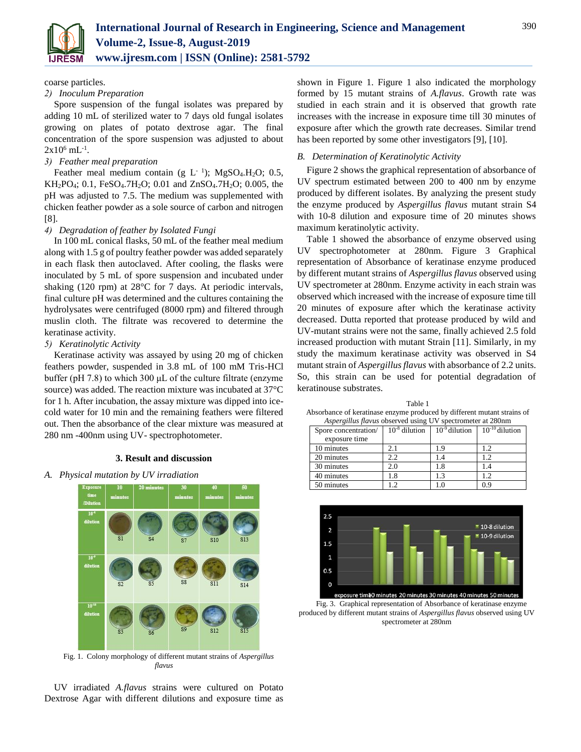coarse particles.

*2) Inoculum Preparation*

Spore suspension of the fungal isolates was prepared by adding 10 mL of sterilized water to 7 days old fungal isolates growing on plates of potato dextrose agar. The final concentration of the spore suspension was adjusted to about $2x10^6$ $mL^{-1}$.

*3) Feather meal preparation*

Feather meal medium contain (g $L^{-1}$); $MgSO_4.H_2O$; 0.5, $KH_2PO_4$; 0.1, $FeSO_4.7H_2O$; 0.01 and $ZnSO_4.7H_2O$; 0.005, the pH was adjusted to 7.5. The medium was supplemented with chicken feather powder as a sole source of carbon and nitrogen [8].

*4) Degradation of feather by Isolated Fungi*

In 100 mL conical flasks, 50 mL of the feather meal medium along with 1.5 g of poultry feather powder was added separately in each flask then autoclaved. After cooling, the flasks were inoculated by 5 mL of spore suspension and incubated under shaking (120 rpm) at 28°C for 7 days. At periodic intervals, final culture pH was determined and the cultures containing the hydrolysates were centrifuged (8000 rpm) and filtered through muslin cloth. The filtrate was recovered to determine the keratinase activity.

*5) Keratinolytic Activity*

Keratinase activity was assayed by using 20 mg of chicken feathers powder, suspended in 3.8 mL of 100 mM Tris-HCl buffer (pH 7.8) to which 300 µL of the culture filtrate (enzyme source) was added. The reaction mixture was incubated at 37°C for 1 h. After incubation, the assay mixture was dipped into ice-cold water for 10 min and the remaining feathers were filtered out. Then the absorbance of the clear mixture was measured at 280 nm -400nm using UV- spectrophotometer.

## 3. Result and discussion

### *A. Physical mutation by UV irradiation*

Fig. 1. Colony morphology of different mutant strains of *Aspergillus flavus*

UV irradiated *A.flavus* strains were cultured on Potato Dextrose Agar with different dilutions and exposure time as shown in Figure 1. Figure 1 also indicated the morphology formed by 15 mutant strains of *A.flavus*. Growth rate was studied in each strain and it is observed that growth rate increases with the increase in exposure time till 30 minutes of exposure after which the growth rate decreases. Similar trend has been reported by some other investigators [9], [10].

### *B. Determination of Keratinolytic Activity*

Figure 2 shows the graphical representation of absorbance of UV spectrum estimated between 200 to 400 nm by enzyme produced by different isolates. By analyzing the present study the enzyme produced by *Aspergillus flavus* mutant strain S4 with 10-8 dilution and exposure time of 20 minutes shows maximum keratinolytic activity.

Table 1 showed the absorbance of enzyme observed using UV spectrophotometer at 280nm. Figure 3 Graphical representation of Absorbance of keratinase enzyme produced by different mutant strains of *Aspergillus flavus* observed using UV spectrometer at 280nm. Enzyme activity in each strain was observed which increased with the increase of exposure time till 20 minutes of exposure after which the keratinase activity decreased. Dutta reported that protease produced by wild and UV-mutant strains were not the same, finally achieved 2.5 fold increased production with mutant Strain [11]. Similarly, in my study the maximum keratinase activity was observed in S4 mutant strain of *Aspergillus flavus* with absorbance of 2.2 units. So, this strain can be used for potential degradation of keratinouse substrates.

Table 1
Absorbance of keratinase enzyme produced by different mutant strains of *Aspergillus flavus* observed using UV spectrometer at 280nm

| Spore concentration/ exposure time | $10^{-8}$ dilution | $10^{-9}$ dilution | $10^{-10}$ dilution |
|---|---|---|---|
| 10 minutes | 2.1 | 1.9 | 1.2 |
| 20 minutes | 2.2 | 1.4 | 1.2 |
| 30 minutes | 2.0 | 1.8 | 1.4 |
| 40 minutes | 1.8 | 1.3 | 1.2 |
| 50 minutes | 1.2 | 1.0 | 0.9 |

Fig. 3. Graphical representation of Absorbance of keratinase enzyme produced by different mutant strains of *Aspergillus flavus* observed using UV spectrometer at 280nm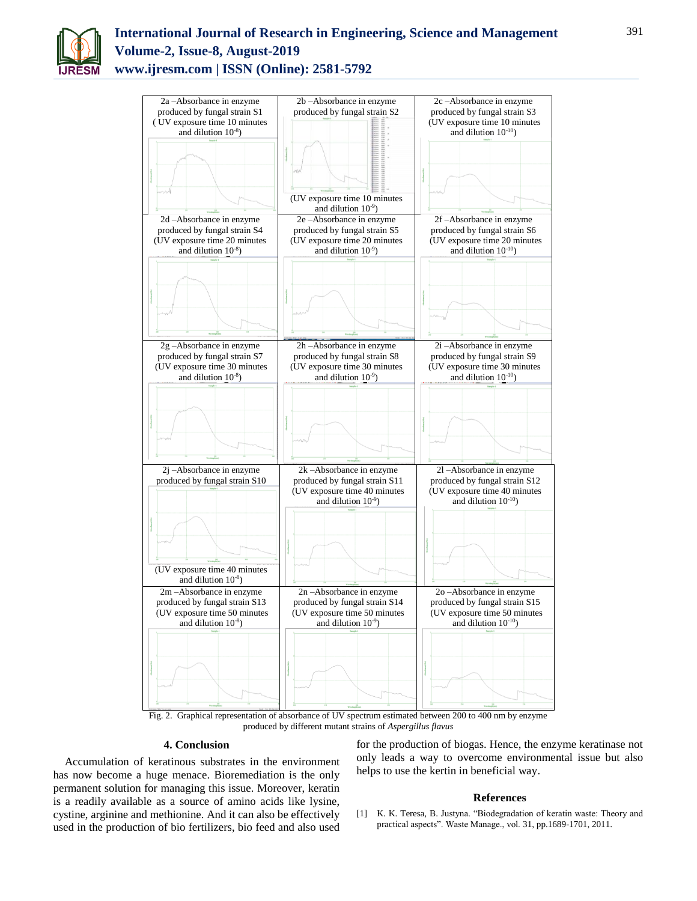| 2a –Absorbance in enzyme produced by fungal strain S1 (UV exposure time 10 minutes and dilution $10^{-8}$) | 2b –Absorbance in enzyme produced by fungal strain S2 (UV exposure time 10 minutes and dilution $10^{-9}$) | 2c –Absorbance in enzyme produced by fungal strain S3 (UV exposure time 10 minutes and dilution $10^{-10}$) |
|---|---|---|
| 2d –Absorbance in enzyme produced by fungal strain S4 (UV exposure time 20 minutes and dilution $10^{-8}$) | 2e –Absorbance in enzyme produced by fungal strain S5 (UV exposure time 20 minutes and dilution $10^{-9}$) | 2f –Absorbance in enzyme produced by fungal strain S6 (UV exposure time 20 minutes and dilution $10^{-10}$) |
| 2g –Absorbance in enzyme produced by fungal strain S7 (UV exposure time 30 minutes and dilution $10^{-8}$) | 2h –Absorbance in enzyme produced by fungal strain S8 (UV exposure time 30 minutes and dilution $10^{-9}$) | 2i –Absorbance in enzyme produced by fungal strain S9 (UV exposure time 30 minutes and dilution $10^{-10}$) |
| 2j –Absorbance in enzyme produced by fungal strain S10 (UV exposure time 40 minutes and dilution $10^{-8}$) | 2k –Absorbance in enzyme produced by fungal strain S11 (UV exposure time 40 minutes and dilution $10^{-9}$) | 2l –Absorbance in enzyme produced by fungal strain S12 (UV exposure time 40 minutes and dilution $10^{-10}$) |
| 2m –Absorbance in enzyme produced by fungal strain S13 (UV exposure time 50 minutes and dilution $10^{-8}$) | 2n –Absorbance in enzyme produced by fungal strain S14 (UV exposure time 50 minutes and dilution $10^{-9}$) | 2o –Absorbance in enzyme produced by fungal strain S15 (UV exposure time 50 minutes and dilution $10^{-10}$) |

Fig. 2. Graphical representation of absorbance of UV spectrum estimated between 200 to 400 nm by enzyme produced by different mutant strains of *Aspergillus flavus*

## 4. Conclusion

Accumulation of keratinous substrates in the environment has now become a huge menace. Bioremediation is the only permanent solution for managing this issue. Moreover, keratin is a readily available as a source of amino acids like lysine, cystine, arginine and methionine. And it can also be effectively used in the production of bio fertilizers, bio feed and also used for the production of biogas. Hence, the enzyme keratinase not only leads a way to overcome environmental issue but also helps to use the kertin in beneficial way.

## References

[1] K. K. Teresa, B. Justyna. "Biodegradation of keratin waste: Theory and practical aspects". Waste Manage., vol. 31, pp.1689-1701, 2011.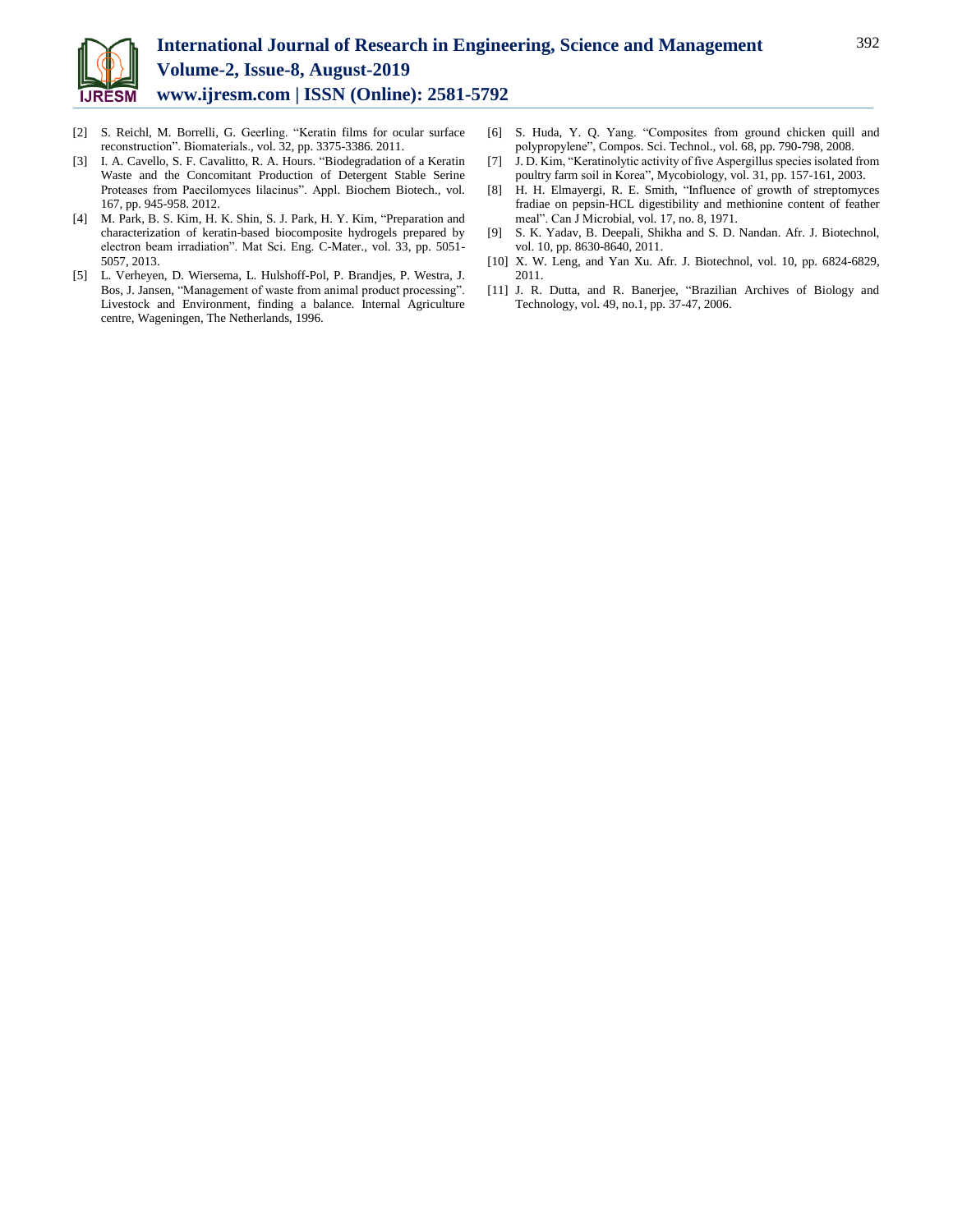[2] S. Reichl, M. Borrelli, G. Geerling. "Keratin films for ocular surface reconstruction". Biomaterials., vol. 32, pp. 3375-3386. 2011.

[3] I. A. Cavello, S. F. Cavalitto, R. A. Hours. "Biodegradation of a Keratin Waste and the Concomitant Production of Detergent Stable Serine Proteases from Paecilomyces lilacinus". Appl. Biochem Biotech., vol. 167, pp. 945-958. 2012.

[4] M. Park, B. S. Kim, H. K. Shin, S. J. Park, H. Y. Kim, "Preparation and characterization of keratin-based biocomposite hydrogels prepared by electron beam irradiation". Mat Sci. Eng. C-Mater., vol. 33, pp. 5051-5057, 2013.

[5] L. Verheyen, D. Wiersema, L. Hulshoff-Pol, P. Brandjes, P. Westra, J. Bos, J. Jansen, "Management of waste from animal product processing". Livestock and Environment, finding a balance. Internal Agriculture centre, Wageningen, The Netherlands, 1996.

[6] S. Huda, Y. Q. Yang. "Composites from ground chicken quill and polypropylene", Compos. Sci. Technol., vol. 68, pp. 790-798, 2008.

[7] J. D. Kim, "Keratinolytic activity of five Aspergillus species isolated from poultry farm soil in Korea", Mycobiology, vol. 31, pp. 157-161, 2003.

[8] H. H. Elmayergi, R. E. Smith, "Influence of growth of streptomyces fradiae on pepsin-HCL digestibility and methionine content of feather meal". Can J Microbial, vol. 17, no. 8, 1971.

[9] S. K. Yadav, B. Deepali, Shikha and S. D. Nandan. Afr. J. Biotechnol, vol. 10, pp. 8630-8640, 2011.

[10] X. W. Leng, and Yan Xu. Afr. J. Biotechnol, vol. 10, pp. 6824-6829, 2011.

[11] J. R. Dutta, and R. Banerjee, "Brazilian Archives of Biology and Technology, vol. 49, no.1, pp. 37-47, 2006.